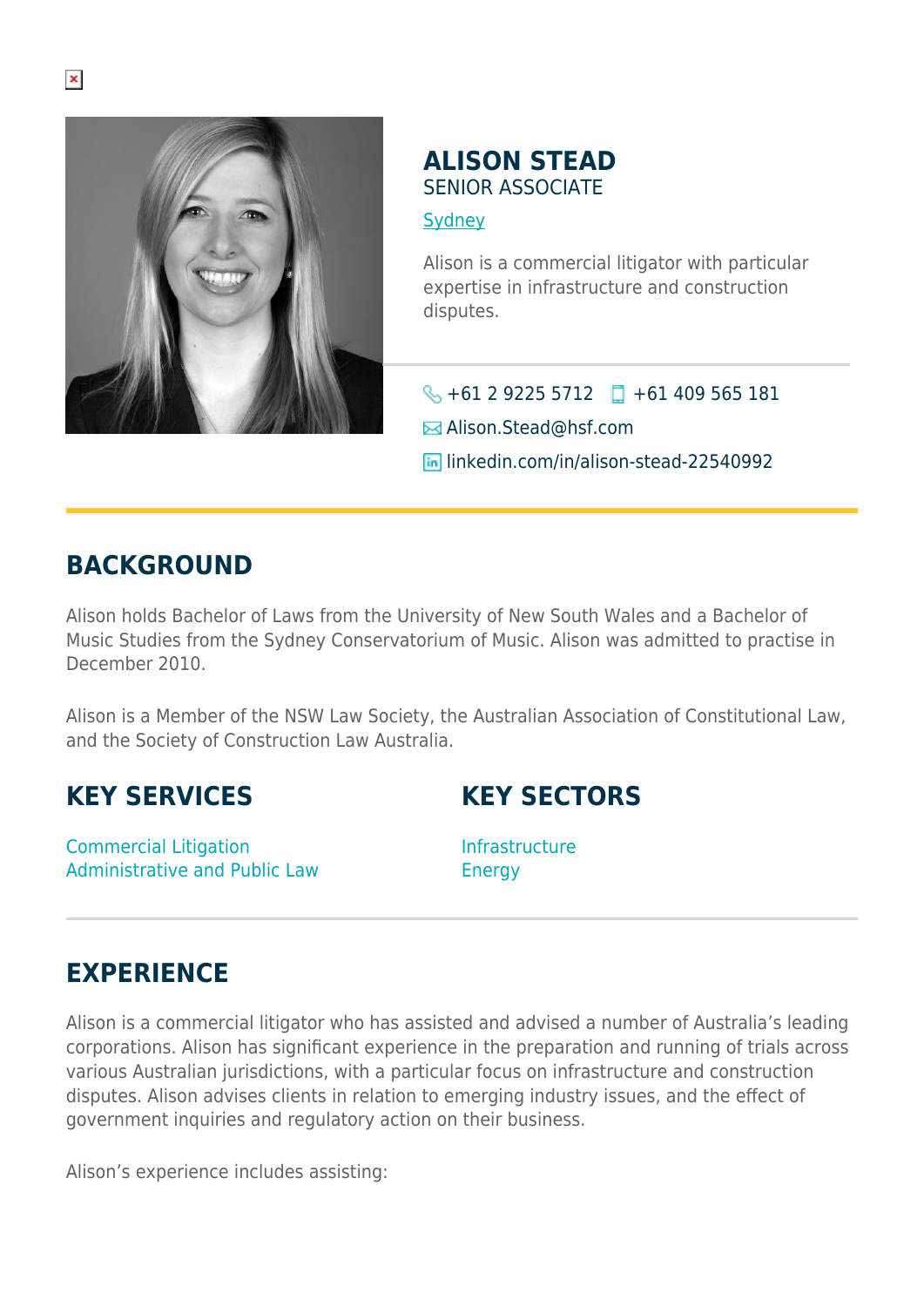# ALISON STEAD

SENIOR ASSOCIATE

Sydney

Alison is a commercial litigator with particular expertise in infrastructure and construction disputes.

+61 2 9225 5712 +61 409 565 181

Alison.Stead@hsf.com

linkedin.com/in/alison-stead-22540992

## BACKGROUND

Alison holds Bachelor of Laws from the University of New South Wales and a Bachelor of Music Studies from the Sydney Conservatorium of Music. Alison was admitted to practise in December 2010.

Alison is a Member of the NSW Law Society, the Australian Association of Constitutional Law, and the Society of Construction Law Australia.

## KEY SERVICES

Commercial Litigation
Administrative and Public Law

## KEY SECTORS

Infrastructure
Energy

## EXPERIENCE

Alison is a commercial litigator who has assisted and advised a number of Australia's leading corporations. Alison has significant experience in the preparation and running of trials across various Australian jurisdictions, with a particular focus on infrastructure and construction disputes. Alison advises clients in relation to emerging industry issues, and the effect of government inquiries and regulatory action on their business.

Alison's experience includes assisting: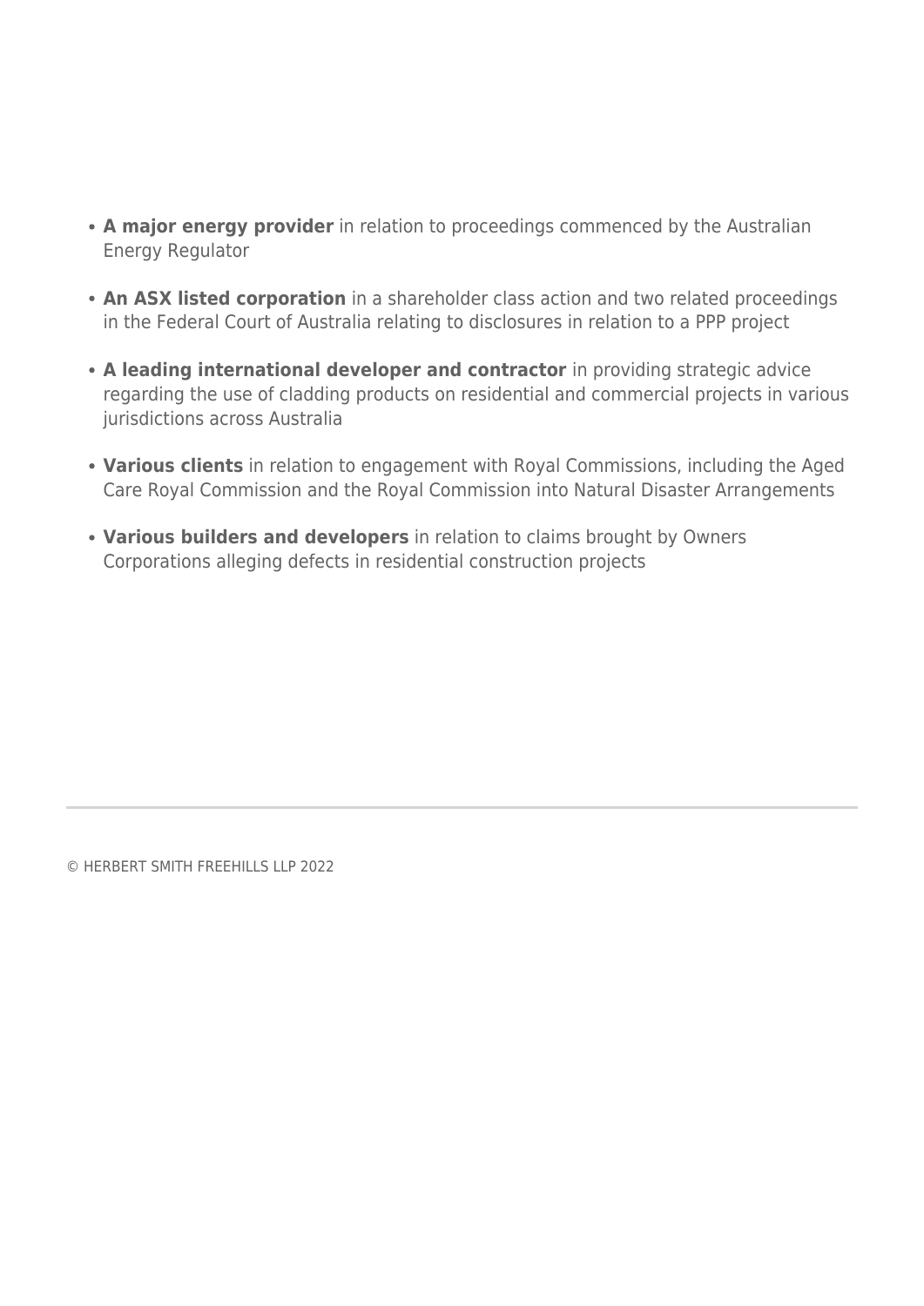- **A major energy provider** in relation to proceedings commenced by the Australian Energy Regulator
- **An ASX listed corporation** in a shareholder class action and two related proceedings in the Federal Court of Australia relating to disclosures in relation to a PPP project
- **A leading international developer and contractor** in providing strategic advice regarding the use of cladding products on residential and commercial projects in various jurisdictions across Australia
- **Various clients** in relation to engagement with Royal Commissions, including the Aged Care Royal Commission and the Royal Commission into Natural Disaster Arrangements
- **Various builders and developers** in relation to claims brought by Owners Corporations alleging defects in residential construction projects

---

© HERBERT SMITH FREEHILLS LLP 2022